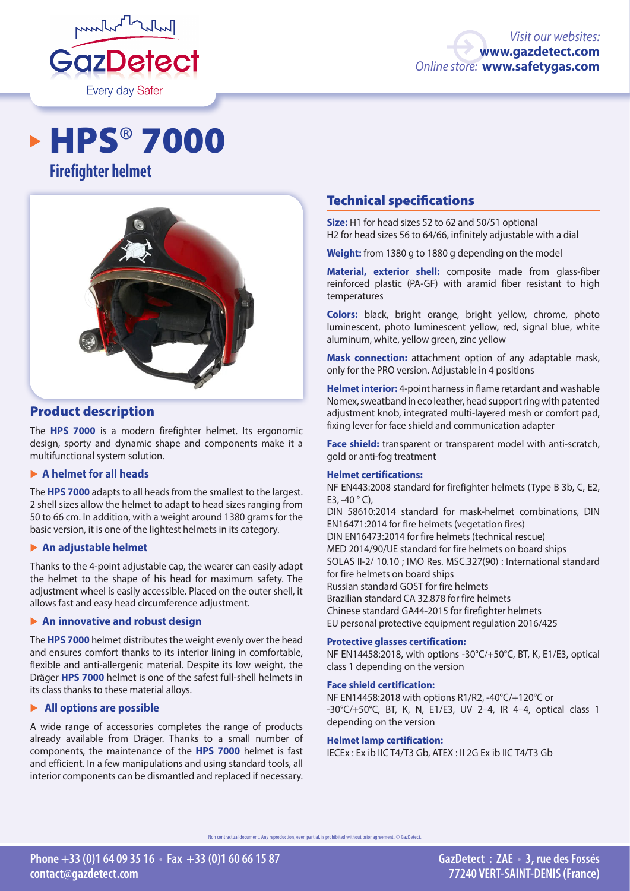# HPS® 7000

## Firefighter helmet

## Product description

The **HPS 7000** is a modern firefighter helmet. Its ergonomic design, sporty and dynamic shape and components make it a multifunctional system solution.

### ▶ A helmet for all heads

The **HPS 7000** adapts to all heads from the smallest to the largest. 2 shell sizes allow the helmet to adapt to head sizes ranging from 50 to 66 cm. In addition, with a weight around 1380 grams for the basic version, it is one of the lightest helmets in its category.

### ▶ An adjustable helmet

Thanks to the 4-point adjustable cap, the wearer can easily adapt the helmet to the shape of his head for maximum safety. The adjustment wheel is easily accessible. Placed on the outer shell, it allows fast and easy head circumference adjustment.

### ▶ An innovative and robust design

The **HPS 7000** helmet distributes the weight evenly over the head and ensures comfort thanks to its interior lining in comfortable, flexible and anti-allergenic material. Despite its low weight, the Dräger **HPS 7000** helmet is one of the safest full-shell helmets in its class thanks to these material alloys.

### ▶ All options are possible

A wide range of accessories completes the range of products already available from Dräger. Thanks to a small number of components, the maintenance of the **HPS 7000** helmet is fast and efficient. In a few manipulations and using standard tools, all interior components can be dismantled and replaced if necessary.

## Technical specifications

**Size:** H1 for head sizes 52 to 62 and 50/51 optional
H2 for head sizes 56 to 64/66, infinitely adjustable with a dial

**Weight:** from 1380 g to 1880 g depending on the model

**Material, exterior shell:** composite made from glass-fiber reinforced plastic (PA-GF) with aramid fiber resistant to high temperatures

**Colors:** black, bright orange, bright yellow, chrome, photo luminescent, photo luminescent yellow, red, signal blue, white aluminum, white, yellow green, zinc yellow

**Mask connection:** attachment option of any adaptable mask, only for the PRO version. Adjustable in 4 positions

**Helmet interior:** 4-point harness in flame retardant and washable Nomex, sweatband in eco leather, head support ring with patented adjustment knob, integrated multi-layered mesh or comfort pad, fixing lever for face shield and communication adapter

**Face shield:** transparent or transparent model with anti-scratch, gold or anti-fog treatment

**Helmet certifications:**

NF EN443:2008 standard for firefighter helmets (Type B 3b, C, E2, E3, -40 ° C),
DIN 58610:2014 standard for mask-helmet combinations, DIN EN16471:2014 for fire helmets (vegetation fires)
DIN EN16473:2014 for fire helmets (technical rescue)
MED 2014/90/UE standard for fire helmets on board ships
SOLAS II-2/ 10.10 ; IMO Res. MSC.327(90) : International standard for fire helmets on board ships
Russian standard GOST for fire helmets
Brazilian standard CA 32.878 for fire helmets
Chinese standard GA44-2015 for firefighter helmets
EU personal protective equipment regulation 2016/425

**Protective glasses certification:**

NF EN14458:2018, with options -30°C/+50°C, BT, K, E1/E3, optical class 1 depending on the version

**Face shield certification:**

NF EN14458:2018 with options R1/R2, -40°C/+120°C or -30°C/+50°C, BT, K, N, E1/E3, UV 2–4, IR 4–4, optical class 1 depending on the version

**Helmet lamp certification:**

IECEx : Ex ib IIC T4/T3 Gb, ATEX : II 2G Ex ib IIC T4/T3 Gb

Non contractual document. Any reproduction, even partial, is prohibited without prior agreement. © GazDetect.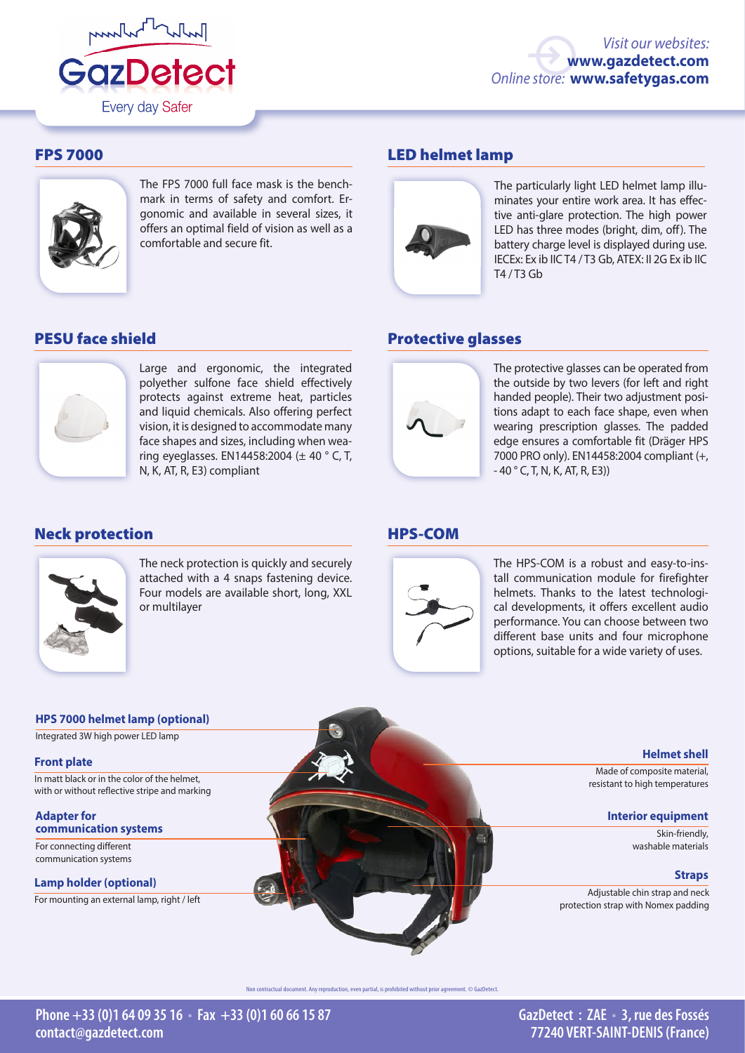Visit our websites:
**www.gazdetect.com**
Online store: **www.safetygas.com**

## FPS 7000

The FPS 7000 full face mask is the benchmark in terms of safety and comfort. Ergonomic and available in several sizes, it offers an optimal field of vision as well as a comfortable and secure fit.

## LED helmet lamp

The particularly light LED helmet lamp illuminates your entire work area. It has effective anti-glare protection. The high power LED has three modes (bright, dim, off). The battery charge level is displayed during use. IECEx: Ex ib IIC T4 / T3 Gb, ATEX: II 2G Ex ib IIC T4 / T3 Gb

## PESU face shield

Large and ergonomic, the integrated polyether sulfone face shield effectively protects against extreme heat, particles and liquid chemicals. Also offering perfect vision, it is designed to accommodate many face shapes and sizes, including when wearing eyeglasses. EN14458:2004 (± 40 ° C, T, N, K, AT, R, E3) compliant

## Protective glasses

The protective glasses can be operated from the outside by two levers (for left and right handed people). Their two adjustment positions adapt to each face shape, even when wearing prescription glasses. The padded edge ensures a comfortable fit (Dräger HPS 7000 PRO only). EN14458:2004 compliant (+, - 40 ° C, T, N, K, AT, R, E3))

## Neck protection

The neck protection is quickly and securely attached with a 4 snaps fastening device. Four models are available short, long, XXL or multilayer

## HPS-COM

The HPS-COM is a robust and easy-to-install communication module for firefighter helmets. Thanks to the latest technological developments, it offers excellent audio performance. You can choose between two different base units and four microphone options, suitable for a wide variety of uses.

**HPS 7000 helmet lamp (optional)**
Integrated 3W high power LED lamp

**Front plate**
In matt black or in the color of the helmet, with or without reflective stripe and marking

**Adapter for communication systems**
For connecting different communication systems

**Lamp holder (optional)**
For mounting an external lamp, right / left

**Helmet shell**
Made of composite material, resistant to high temperatures

**Interior equipment**
Skin-friendly, washable materials

**Straps**
Adjustable chin strap and neck protection strap with Nomex padding

Non contractual document. Any reproduction, even partial, is prohibited without prior agreement. © GazDetect.

**Phone +33 (0)1 64 09 35 16 • Fax +33 (0)1 60 66 15 87**
**contact@gazdetect.com**

**GazDetect : ZAE • 3, rue des Fossés**
**77240 VERT-SAINT-DENIS (France)**